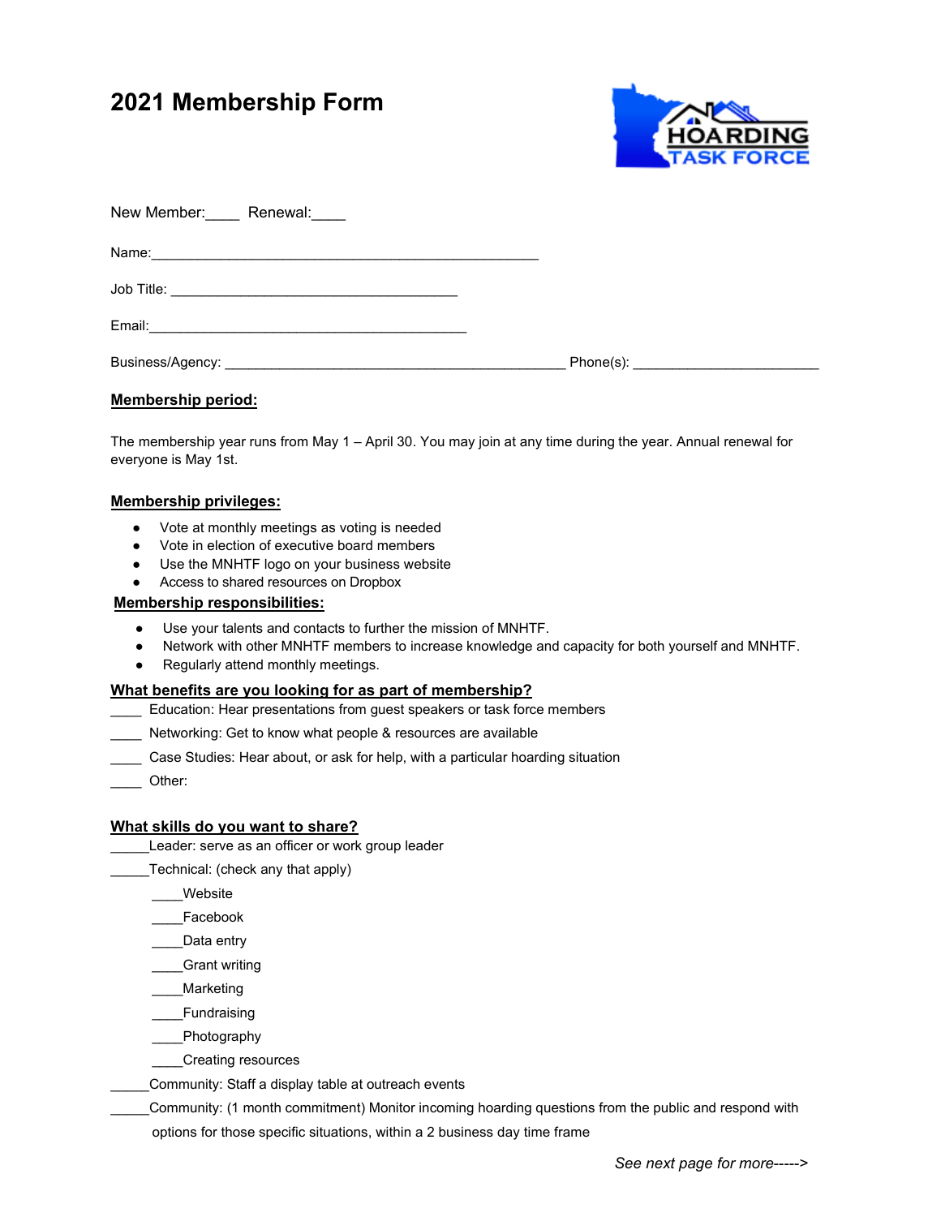# 2021 Membership Form

New Member:____ Renewal:____

Name:____________________________________________________

Job Title: _______________________________________

Email:___________________________________________

Business/Agency: ______________________________________________ Phone(s): _________________________

**Membership period:**

The membership year runs from May 1 – April 30. You may join at any time during the year. Annual renewal for everyone is May 1st.

**Membership privileges:**

- Vote at monthly meetings as voting is needed
- Vote in election of executive board members
- Use the MNHTF logo on your business website
- Access to shared resources on Dropbox

**Membership responsibilities:**

- Use your talents and contacts to further the mission of MNHTF.
- Network with other MNHTF members to increase knowledge and capacity for both yourself and MNHTF.
- Regularly attend monthly meetings.

**What benefits are you looking for as part of membership?**

____ Education: Hear presentations from guest speakers or task force members

____ Networking: Get to know what people & resources are available

____ Case Studies: Hear about, or ask for help, with a particular hoarding situation

____ Other:

**What skills do you want to share?**

_____Leader: serve as an officer or work group leader

_____Technical: (check any that apply)

- ____Website
- ____Facebook
- ____Data entry
- ____Grant writing
- ____Marketing
- ____Fundraising
- ____Photography
- ____Creating resources

_____Community: Staff a display table at outreach events

_____Community: (1 month commitment) Monitor incoming hoarding questions from the public and respond with options for those specific situations, within a 2 business day time frame

*See next page for more----->*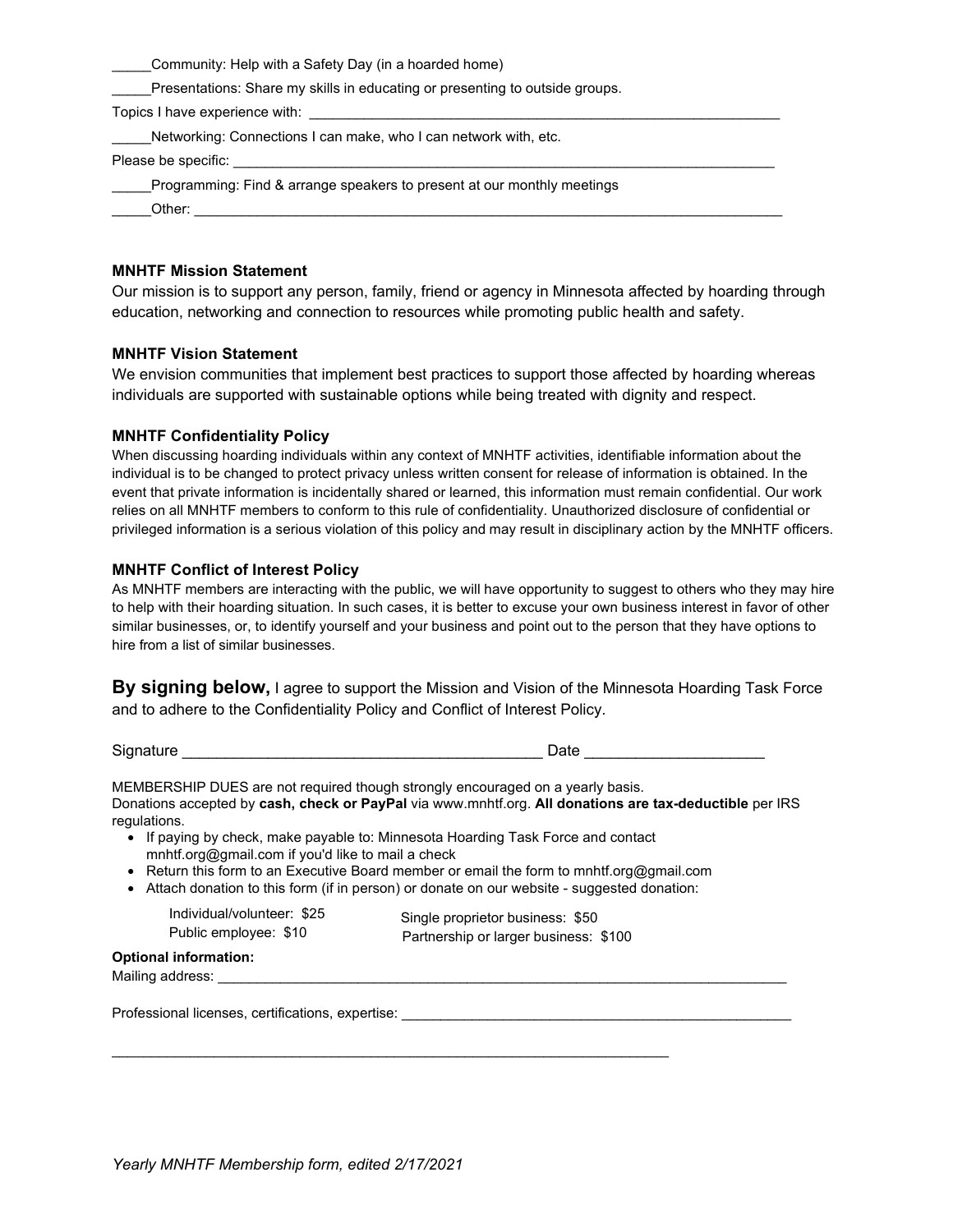_____Community: Help with a Safety Day (in a hoarded home)

_____Presentations: Share my skills in educating or presenting to outside groups.

Topics I have experience with: ______________________________________________________________

_____Networking: Connections I can make, who I can network with, etc.

Please be specific: ____________________________________________________________________

_____Programming: Find & arrange speakers to present at our monthly meetings

_____Other: ___________________________________________________________________________

**MNHTF Mission Statement**

Our mission is to support any person, family, friend or agency in Minnesota affected by hoarding through education, networking and connection to resources while promoting public health and safety.

**MNHTF Vision Statement**

We envision communities that implement best practices to support those affected by hoarding whereas individuals are supported with sustainable options while being treated with dignity and respect.

**MNHTF Confidentiality Policy**

When discussing hoarding individuals within any context of MNHTF activities, identifiable information about the individual is to be changed to protect privacy unless written consent for release of information is obtained. In the event that private information is incidentally shared or learned, this information must remain confidential. Our work relies on all MNHTF members to conform to this rule of confidentiality. Unauthorized disclosure of confidential or privileged information is a serious violation of this policy and may result in disciplinary action by the MNHTF officers.

**MNHTF Conflict of Interest Policy**

As MNHTF members are interacting with the public, we will have opportunity to suggest to others who they may hire to help with their hoarding situation. In such cases, it is better to excuse your own business interest in favor of other similar businesses, or, to identify yourself and your business and point out to the person that they have options to hire from a list of similar businesses.

**By signing below,** I agree to support the Mission and Vision of the Minnesota Hoarding Task Force and to adhere to the Confidentiality Policy and Conflict of Interest Policy.

Signature __________________________________________ Date ____________________

MEMBERSHIP DUES are not required though strongly encouraged on a yearly basis.
Donations accepted by **cash, check or PayPal** via www.mnhtf.org. **All donations are tax-deductible** per IRS regulations.

- If paying by check, make payable to: Minnesota Hoarding Task Force and contact mnhtf.org@gmail.com if you'd like to mail a check
- Return this form to an Executive Board member or email the form to mnhtf.org@gmail.com
- Attach donation to this form (if in person) or donate on our website - suggested donation:

| | |
|---|---|
| Individual/volunteer: $25 | Single proprietor business: $50 |
| Public employee: $10 | Partnership or larger business: $100 |

**Optional information:**

Mailing address: ______________________________________________________________________

Professional licenses, certifications, expertise: ______________________________________________

_________________________________________________________________________

*Yearly MNHTF Membership form, edited 2/17/2021*